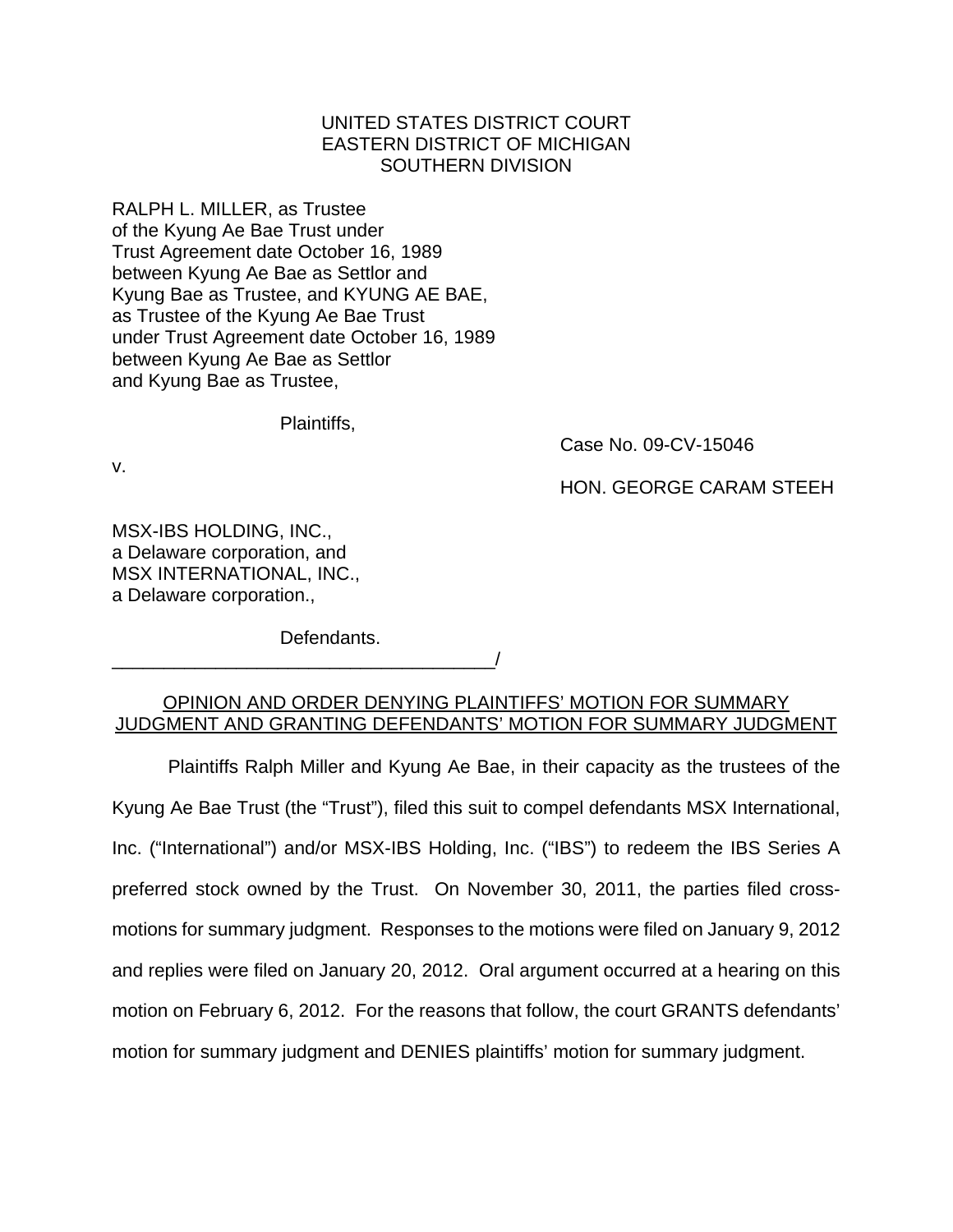UNITED STATES DISTRICT COURT
EASTERN DISTRICT OF MICHIGAN
SOUTHERN DIVISION

RALPH L. MILLER, as Trustee
of the Kyung Ae Bae Trust under
Trust Agreement date October 16, 1989
between Kyung Ae Bae as Settlor and
Kyung Bae as Trustee, and KYUNG AE BAE,
as Trustee of the Kyung Ae Bae Trust
under Trust Agreement date October 16, 1989
between Kyung Ae Bae as Settlor
and Kyung Bae as Trustee,

Plaintiffs,

Case No. 09-CV-15046

v.

HON. GEORGE CARAM STEEH

MSX-IBS HOLDING, INC.,
a Delaware corporation, and
MSX INTERNATIONAL, INC.,
a Delaware corporation.,

Defendants.
_____________________________________/

OPINION AND ORDER DENYING PLAINTIFFS' MOTION FOR SUMMARY JUDGMENT AND GRANTING DEFENDANTS' MOTION FOR SUMMARY JUDGMENT

Plaintiffs Ralph Miller and Kyung Ae Bae, in their capacity as the trustees of the Kyung Ae Bae Trust (the "Trust"), filed this suit to compel defendants MSX International, Inc. ("International") and/or MSX-IBS Holding, Inc. ("IBS") to redeem the IBS Series A preferred stock owned by the Trust. On November 30, 2011, the parties filed cross-motions for summary judgment. Responses to the motions were filed on January 9, 2012 and replies were filed on January 20, 2012. Oral argument occurred at a hearing on this motion on February 6, 2012. For the reasons that follow, the court GRANTS defendants' motion for summary judgment and DENIES plaintiffs' motion for summary judgment.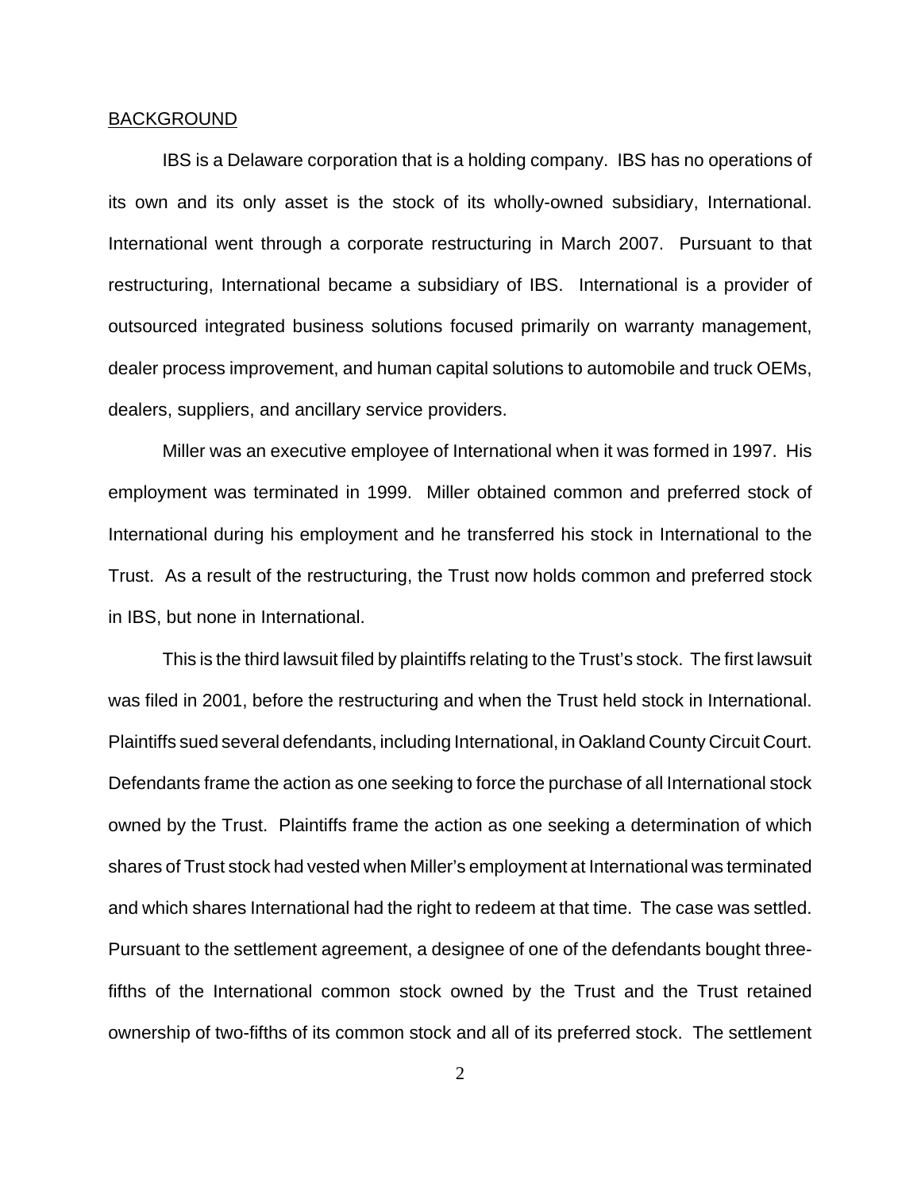BACKGROUND

IBS is a Delaware corporation that is a holding company. IBS has no operations of its own and its only asset is the stock of its wholly-owned subsidiary, International. International went through a corporate restructuring in March 2007. Pursuant to that restructuring, International became a subsidiary of IBS. International is a provider of outsourced integrated business solutions focused primarily on warranty management, dealer process improvement, and human capital solutions to automobile and truck OEMs, dealers, suppliers, and ancillary service providers.

Miller was an executive employee of International when it was formed in 1997. His employment was terminated in 1999. Miller obtained common and preferred stock of International during his employment and he transferred his stock in International to the Trust. As a result of the restructuring, the Trust now holds common and preferred stock in IBS, but none in International.

This is the third lawsuit filed by plaintiffs relating to the Trust's stock. The first lawsuit was filed in 2001, before the restructuring and when the Trust held stock in International. Plaintiffs sued several defendants, including International, in Oakland County Circuit Court. Defendants frame the action as one seeking to force the purchase of all International stock owned by the Trust. Plaintiffs frame the action as one seeking a determination of which shares of Trust stock had vested when Miller's employment at International was terminated and which shares International had the right to redeem at that time. The case was settled. Pursuant to the settlement agreement, a designee of one of the defendants bought three-fifths of the International common stock owned by the Trust and the Trust retained ownership of two-fifths of its common stock and all of its preferred stock. The settlement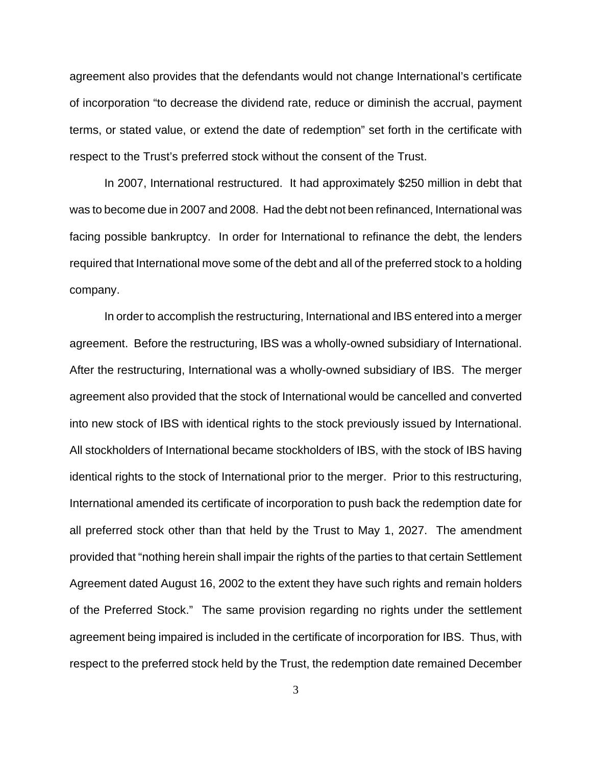agreement also provides that the defendants would not change International's certificate of incorporation "to decrease the dividend rate, reduce or diminish the accrual, payment terms, or stated value, or extend the date of redemption" set forth in the certificate with respect to the Trust's preferred stock without the consent of the Trust.

In 2007, International restructured. It had approximately $250 million in debt that was to become due in 2007 and 2008. Had the debt not been refinanced, International was facing possible bankruptcy. In order for International to refinance the debt, the lenders required that International move some of the debt and all of the preferred stock to a holding company.

In order to accomplish the restructuring, International and IBS entered into a merger agreement. Before the restructuring, IBS was a wholly-owned subsidiary of International. After the restructuring, International was a wholly-owned subsidiary of IBS. The merger agreement also provided that the stock of International would be cancelled and converted into new stock of IBS with identical rights to the stock previously issued by International. All stockholders of International became stockholders of IBS, with the stock of IBS having identical rights to the stock of International prior to the merger. Prior to this restructuring, International amended its certificate of incorporation to push back the redemption date for all preferred stock other than that held by the Trust to May 1, 2027. The amendment provided that "nothing herein shall impair the rights of the parties to that certain Settlement Agreement dated August 16, 2002 to the extent they have such rights and remain holders of the Preferred Stock." The same provision regarding no rights under the settlement agreement being impaired is included in the certificate of incorporation for IBS. Thus, with respect to the preferred stock held by the Trust, the redemption date remained December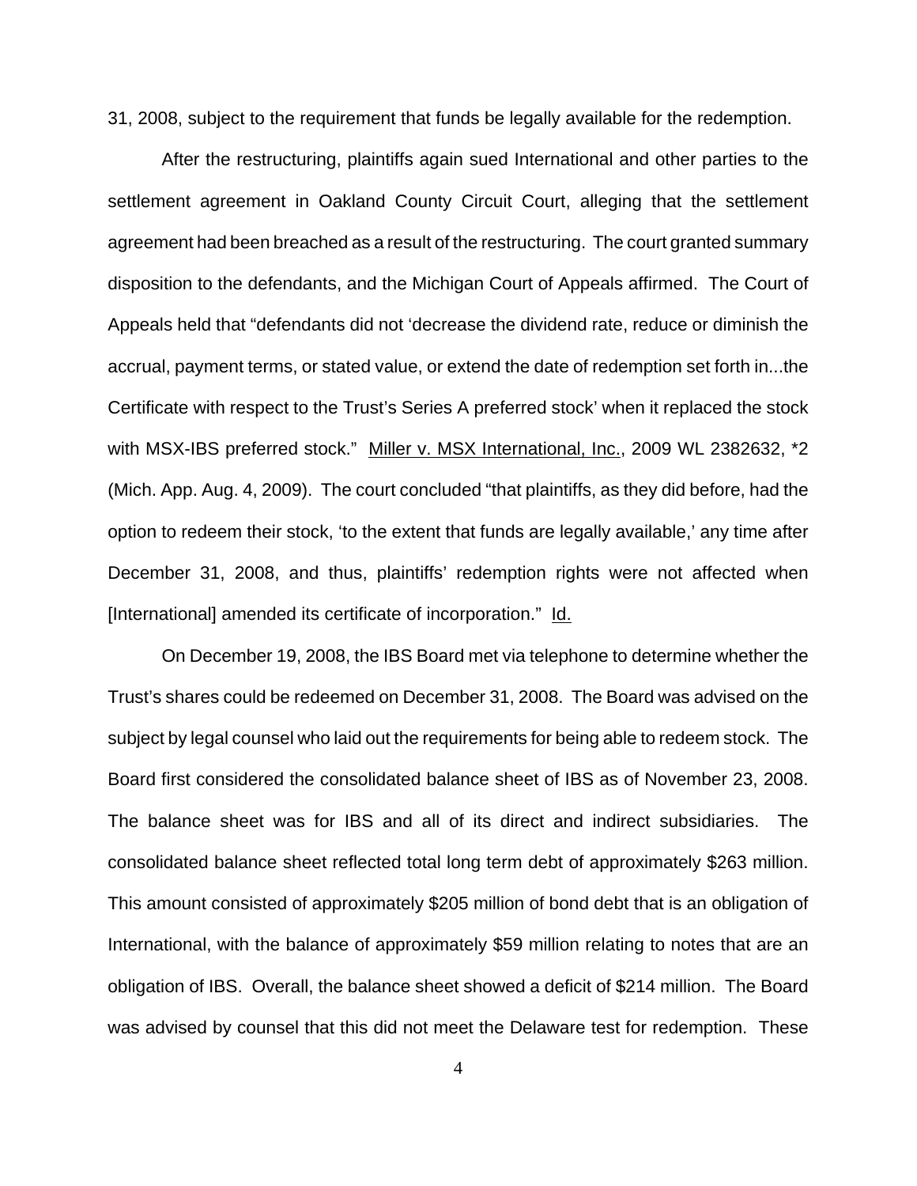31, 2008, subject to the requirement that funds be legally available for the redemption.

After the restructuring, plaintiffs again sued International and other parties to the settlement agreement in Oakland County Circuit Court, alleging that the settlement agreement had been breached as a result of the restructuring. The court granted summary disposition to the defendants, and the Michigan Court of Appeals affirmed. The Court of Appeals held that "defendants did not 'decrease the dividend rate, reduce or diminish the accrual, payment terms, or stated value, or extend the date of redemption set forth in...the Certificate with respect to the Trust's Series A preferred stock' when it replaced the stock with MSX-IBS preferred stock." Miller v. MSX International, Inc., 2009 WL 2382632, *2 (Mich. App. Aug. 4, 2009). The court concluded "that plaintiffs, as they did before, had the option to redeem their stock, 'to the extent that funds are legally available,' any time after December 31, 2008, and thus, plaintiffs' redemption rights were not affected when [International] amended its certificate of incorporation." Id.

On December 19, 2008, the IBS Board met via telephone to determine whether the Trust's shares could be redeemed on December 31, 2008. The Board was advised on the subject by legal counsel who laid out the requirements for being able to redeem stock. The Board first considered the consolidated balance sheet of IBS as of November 23, 2008. The balance sheet was for IBS and all of its direct and indirect subsidiaries. The consolidated balance sheet reflected total long term debt of approximately $263 million. This amount consisted of approximately $205 million of bond debt that is an obligation of International, with the balance of approximately $59 million relating to notes that are an obligation of IBS. Overall, the balance sheet showed a deficit of $214 million. The Board was advised by counsel that this did not meet the Delaware test for redemption. These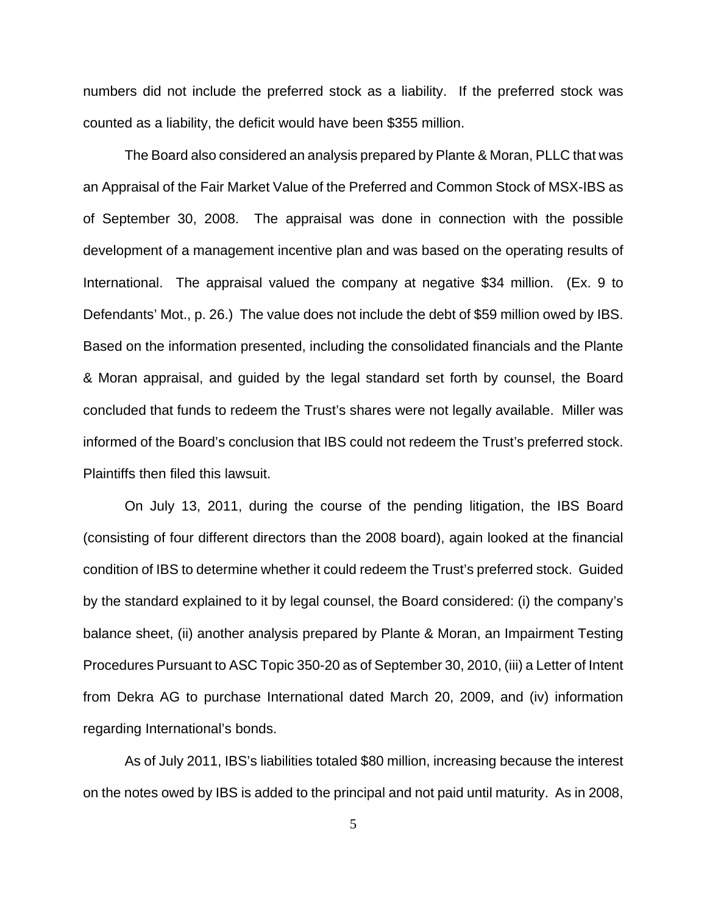numbers did not include the preferred stock as a liability. If the preferred stock was counted as a liability, the deficit would have been $355 million.

The Board also considered an analysis prepared by Plante & Moran, PLLC that was an Appraisal of the Fair Market Value of the Preferred and Common Stock of MSX-IBS as of September 30, 2008. The appraisal was done in connection with the possible development of a management incentive plan and was based on the operating results of International. The appraisal valued the company at negative $34 million. (Ex. 9 to Defendants' Mot., p. 26.) The value does not include the debt of $59 million owed by IBS. Based on the information presented, including the consolidated financials and the Plante & Moran appraisal, and guided by the legal standard set forth by counsel, the Board concluded that funds to redeem the Trust's shares were not legally available. Miller was informed of the Board's conclusion that IBS could not redeem the Trust's preferred stock. Plaintiffs then filed this lawsuit.

On July 13, 2011, during the course of the pending litigation, the IBS Board (consisting of four different directors than the 2008 board), again looked at the financial condition of IBS to determine whether it could redeem the Trust's preferred stock. Guided by the standard explained to it by legal counsel, the Board considered: (i) the company's balance sheet, (ii) another analysis prepared by Plante & Moran, an Impairment Testing Procedures Pursuant to ASC Topic 350-20 as of September 30, 2010, (iii) a Letter of Intent from Dekra AG to purchase International dated March 20, 2009, and (iv) information regarding International's bonds.

As of July 2011, IBS's liabilities totaled $80 million, increasing because the interest on the notes owed by IBS is added to the principal and not paid until maturity. As in 2008,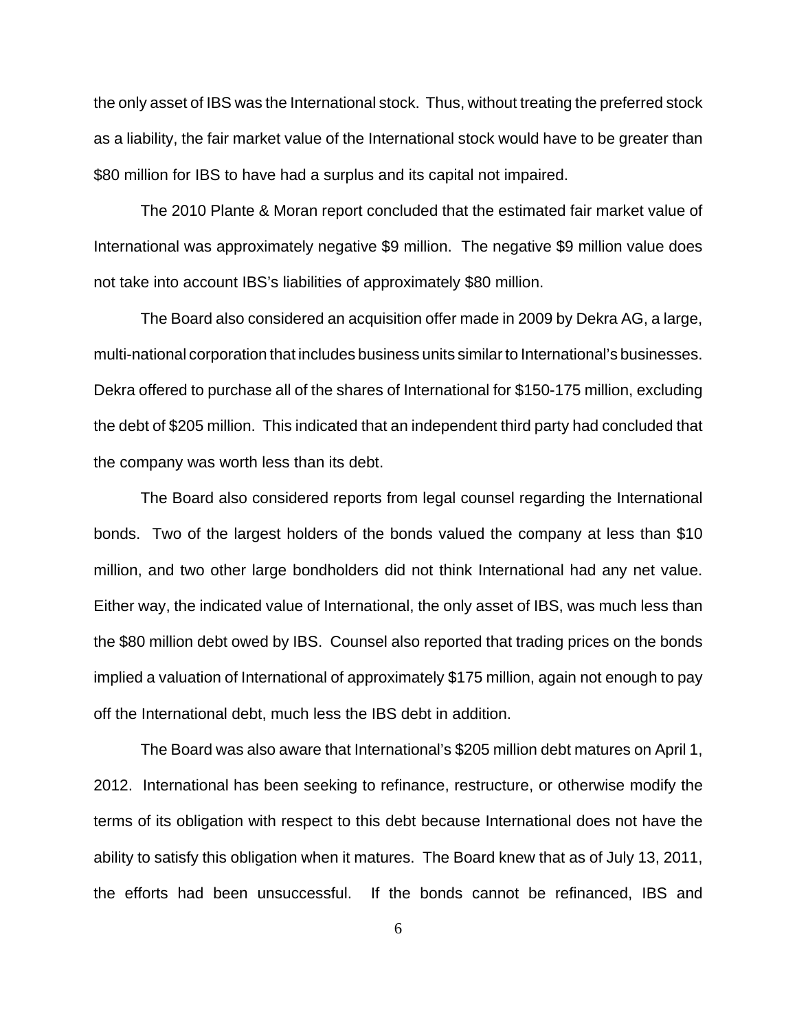the only asset of IBS was the International stock. Thus, without treating the preferred stock as a liability, the fair market value of the International stock would have to be greater than $80 million for IBS to have had a surplus and its capital not impaired.

The 2010 Plante & Moran report concluded that the estimated fair market value of International was approximately negative $9 million. The negative $9 million value does not take into account IBS's liabilities of approximately $80 million.

The Board also considered an acquisition offer made in 2009 by Dekra AG, a large, multi-national corporation that includes business units similar to International's businesses. Dekra offered to purchase all of the shares of International for $150-175 million, excluding the debt of $205 million. This indicated that an independent third party had concluded that the company was worth less than its debt.

The Board also considered reports from legal counsel regarding the International bonds. Two of the largest holders of the bonds valued the company at less than $10 million, and two other large bondholders did not think International had any net value. Either way, the indicated value of International, the only asset of IBS, was much less than the $80 million debt owed by IBS. Counsel also reported that trading prices on the bonds implied a valuation of International of approximately $175 million, again not enough to pay off the International debt, much less the IBS debt in addition.

The Board was also aware that International's $205 million debt matures on April 1, 2012. International has been seeking to refinance, restructure, or otherwise modify the terms of its obligation with respect to this debt because International does not have the ability to satisfy this obligation when it matures. The Board knew that as of July 13, 2011, the efforts had been unsuccessful. If the bonds cannot be refinanced, IBS and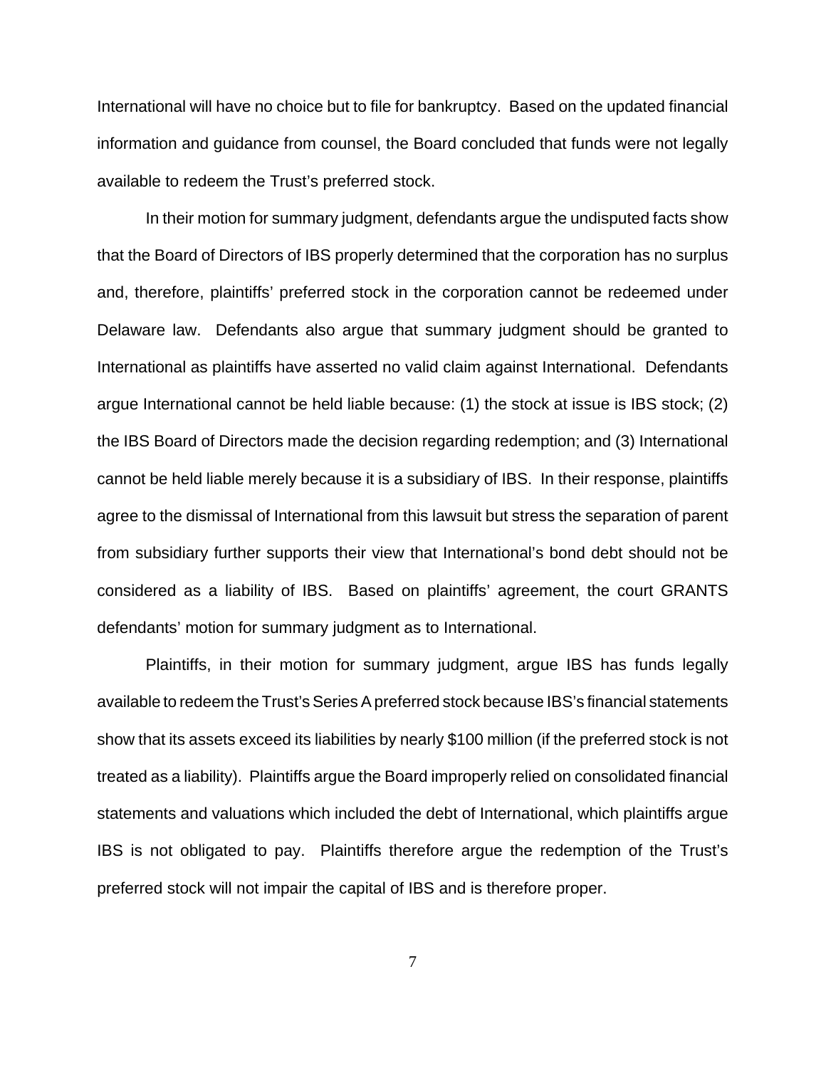International will have no choice but to file for bankruptcy. Based on the updated financial information and guidance from counsel, the Board concluded that funds were not legally available to redeem the Trust's preferred stock.

In their motion for summary judgment, defendants argue the undisputed facts show that the Board of Directors of IBS properly determined that the corporation has no surplus and, therefore, plaintiffs' preferred stock in the corporation cannot be redeemed under Delaware law. Defendants also argue that summary judgment should be granted to International as plaintiffs have asserted no valid claim against International. Defendants argue International cannot be held liable because: (1) the stock at issue is IBS stock; (2) the IBS Board of Directors made the decision regarding redemption; and (3) International cannot be held liable merely because it is a subsidiary of IBS. In their response, plaintiffs agree to the dismissal of International from this lawsuit but stress the separation of parent from subsidiary further supports their view that International's bond debt should not be considered as a liability of IBS. Based on plaintiffs' agreement, the court GRANTS defendants' motion for summary judgment as to International.

Plaintiffs, in their motion for summary judgment, argue IBS has funds legally available to redeem the Trust's Series A preferred stock because IBS's financial statements show that its assets exceed its liabilities by nearly $100 million (if the preferred stock is not treated as a liability). Plaintiffs argue the Board improperly relied on consolidated financial statements and valuations which included the debt of International, which plaintiffs argue IBS is not obligated to pay. Plaintiffs therefore argue the redemption of the Trust's preferred stock will not impair the capital of IBS and is therefore proper.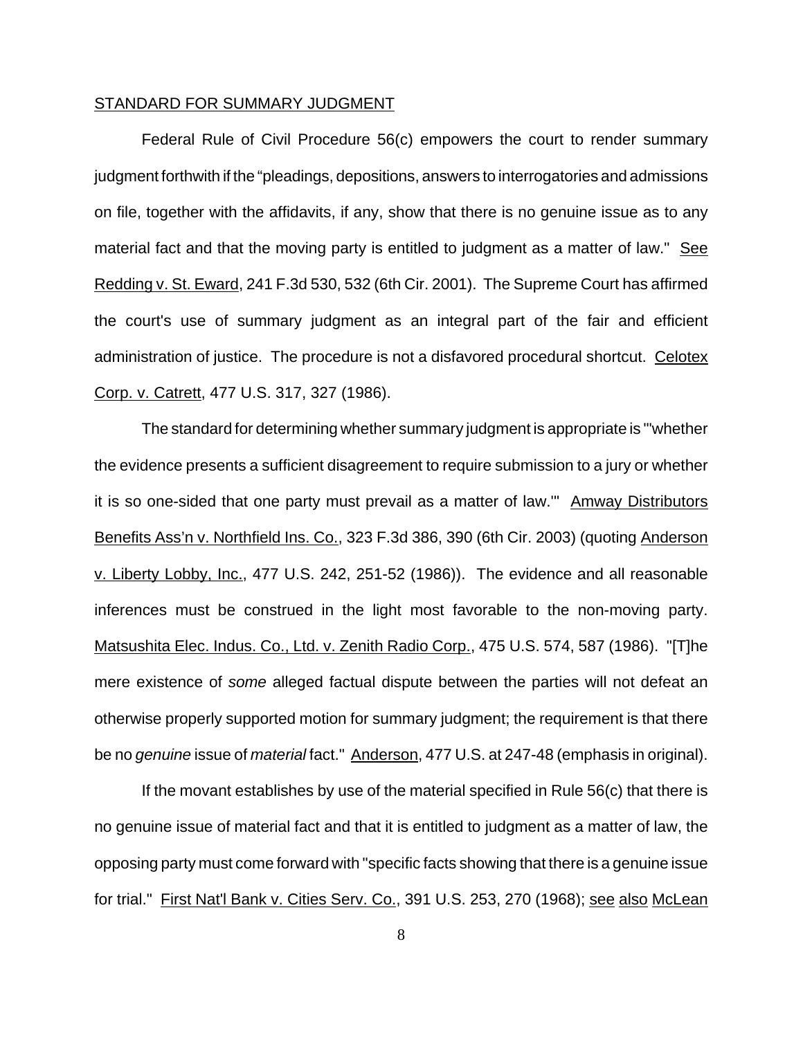STANDARD FOR SUMMARY JUDGMENT

Federal Rule of Civil Procedure 56(c) empowers the court to render summary judgment forthwith if the "pleadings, depositions, answers to interrogatories and admissions on file, together with the affidavits, if any, show that there is no genuine issue as to any material fact and that the moving party is entitled to judgment as a matter of law." See Redding v. St. Eward, 241 F.3d 530, 532 (6th Cir. 2001). The Supreme Court has affirmed the court's use of summary judgment as an integral part of the fair and efficient administration of justice. The procedure is not a disfavored procedural shortcut. Celotex Corp. v. Catrett, 477 U.S. 317, 327 (1986).

The standard for determining whether summary judgment is appropriate is "'whether the evidence presents a sufficient disagreement to require submission to a jury or whether it is so one-sided that one party must prevail as a matter of law.'" Amway Distributors Benefits Ass'n v. Northfield Ins. Co., 323 F.3d 386, 390 (6th Cir. 2003) (quoting Anderson v. Liberty Lobby, Inc., 477 U.S. 242, 251-52 (1986)). The evidence and all reasonable inferences must be construed in the light most favorable to the non-moving party. Matsushita Elec. Indus. Co., Ltd. v. Zenith Radio Corp., 475 U.S. 574, 587 (1986). "[T]he mere existence of *some* alleged factual dispute between the parties will not defeat an otherwise properly supported motion for summary judgment; the requirement is that there be no *genuine* issue of *material* fact." Anderson, 477 U.S. at 247-48 (emphasis in original).

If the movant establishes by use of the material specified in Rule 56(c) that there is no genuine issue of material fact and that it is entitled to judgment as a matter of law, the opposing party must come forward with "specific facts showing that there is a genuine issue for trial." First Nat'l Bank v. Cities Serv. Co., 391 U.S. 253, 270 (1968); see also McLean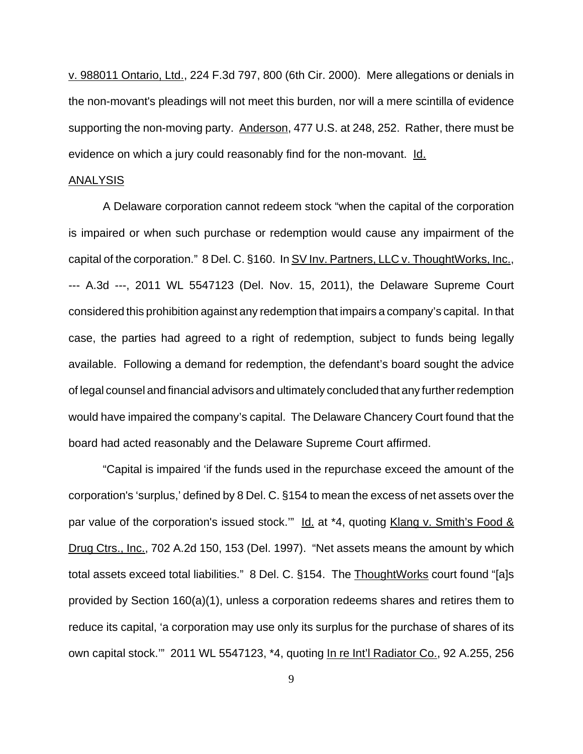v. 988011 Ontario, Ltd., 224 F.3d 797, 800 (6th Cir. 2000). Mere allegations or denials in the non-movant's pleadings will not meet this burden, nor will a mere scintilla of evidence supporting the non-moving party. Anderson, 477 U.S. at 248, 252. Rather, there must be evidence on which a jury could reasonably find for the non-movant. Id.

ANALYSIS

A Delaware corporation cannot redeem stock "when the capital of the corporation is impaired or when such purchase or redemption would cause any impairment of the capital of the corporation." 8 Del. C. §160. In SV Inv. Partners, LLC v. ThoughtWorks, Inc., --- A.3d ---, 2011 WL 5547123 (Del. Nov. 15, 2011), the Delaware Supreme Court considered this prohibition against any redemption that impairs a company's capital. In that case, the parties had agreed to a right of redemption, subject to funds being legally available. Following a demand for redemption, the defendant's board sought the advice of legal counsel and financial advisors and ultimately concluded that any further redemption would have impaired the company's capital. The Delaware Chancery Court found that the board had acted reasonably and the Delaware Supreme Court affirmed.

"Capital is impaired 'if the funds used in the repurchase exceed the amount of the corporation's 'surplus,' defined by 8 Del. C. §154 to mean the excess of net assets over the par value of the corporation's issued stock.'" Id. at *4, quoting Klang v. Smith's Food & Drug Ctrs., Inc., 702 A.2d 150, 153 (Del. 1997). "Net assets means the amount by which total assets exceed total liabilities." 8 Del. C. §154. The ThoughtWorks court found "[a]s provided by Section 160(a)(1), unless a corporation redeems shares and retires them to reduce its capital, 'a corporation may use only its surplus for the purchase of shares of its own capital stock.'" 2011 WL 5547123, *4, quoting In re Int'l Radiator Co., 92 A.255, 256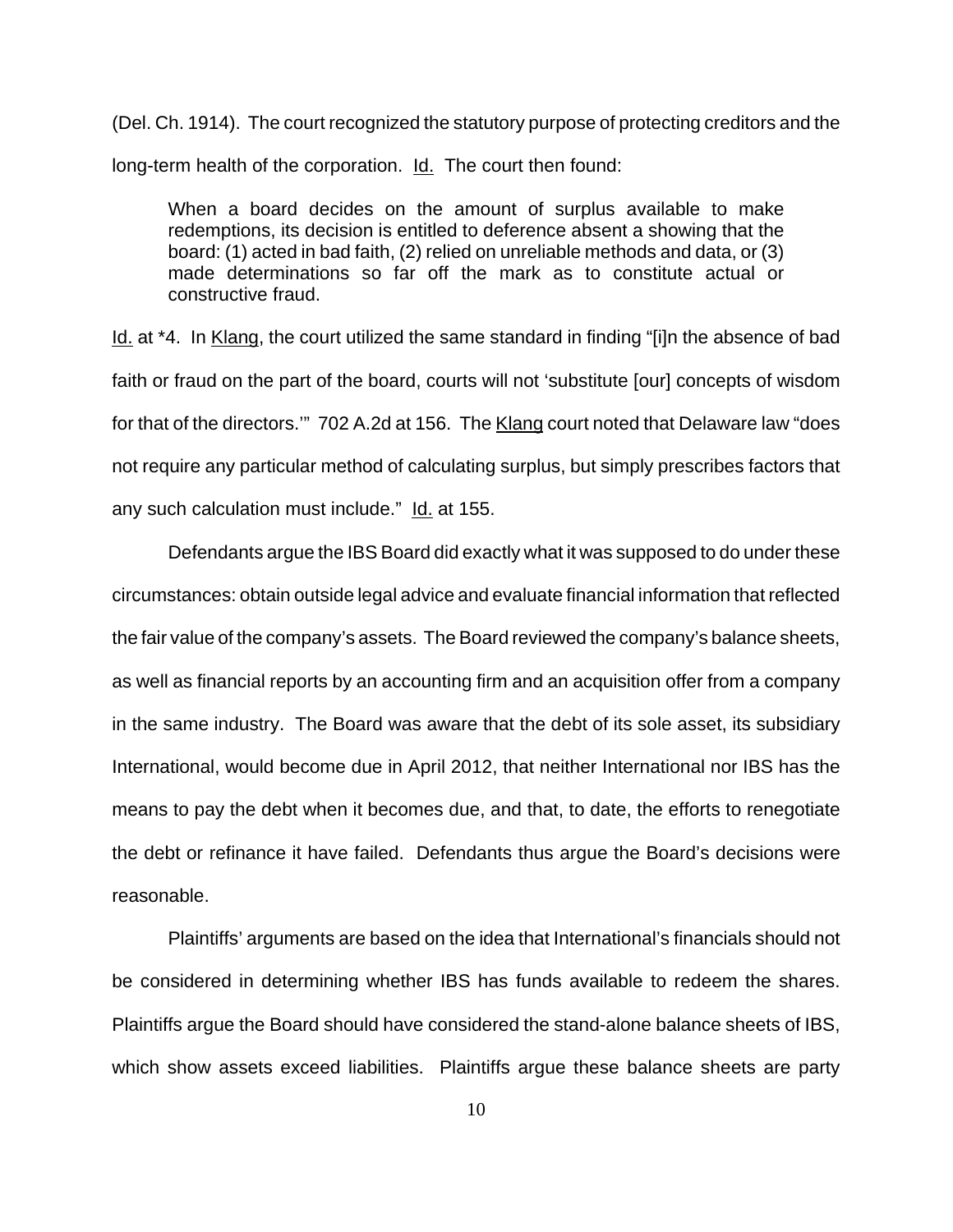(Del. Ch. 1914). The court recognized the statutory purpose of protecting creditors and the long-term health of the corporation. Id. The court then found:

> When a board decides on the amount of surplus available to make redemptions, its decision is entitled to deference absent a showing that the board: (1) acted in bad faith, (2) relied on unreliable methods and data, or (3) made determinations so far off the mark as to constitute actual or constructive fraud.

Id. at *4. In Klang, the court utilized the same standard in finding "[i]n the absence of bad faith or fraud on the part of the board, courts will not 'substitute [our] concepts of wisdom for that of the directors.'" 702 A.2d at 156. The Klang court noted that Delaware law "does not require any particular method of calculating surplus, but simply prescribes factors that any such calculation must include." Id. at 155.

Defendants argue the IBS Board did exactly what it was supposed to do under these circumstances: obtain outside legal advice and evaluate financial information that reflected the fair value of the company's assets. The Board reviewed the company's balance sheets, as well as financial reports by an accounting firm and an acquisition offer from a company in the same industry. The Board was aware that the debt of its sole asset, its subsidiary International, would become due in April 2012, that neither International nor IBS has the means to pay the debt when it becomes due, and that, to date, the efforts to renegotiate the debt or refinance it have failed. Defendants thus argue the Board's decisions were reasonable.

Plaintiffs' arguments are based on the idea that International's financials should not be considered in determining whether IBS has funds available to redeem the shares. Plaintiffs argue the Board should have considered the stand-alone balance sheets of IBS, which show assets exceed liabilities. Plaintiffs argue these balance sheets are party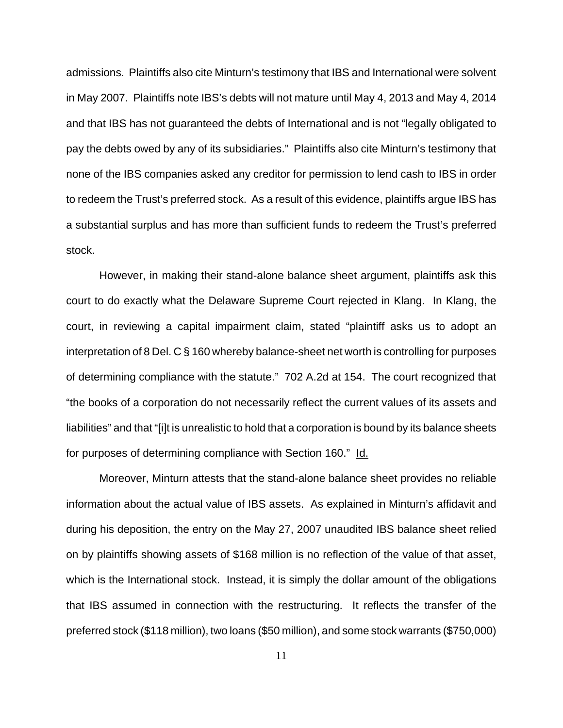admissions. Plaintiffs also cite Minturn's testimony that IBS and International were solvent in May 2007. Plaintiffs note IBS's debts will not mature until May 4, 2013 and May 4, 2014 and that IBS has not guaranteed the debts of International and is not "legally obligated to pay the debts owed by any of its subsidiaries." Plaintiffs also cite Minturn's testimony that none of the IBS companies asked any creditor for permission to lend cash to IBS in order to redeem the Trust's preferred stock. As a result of this evidence, plaintiffs argue IBS has a substantial surplus and has more than sufficient funds to redeem the Trust's preferred stock.

However, in making their stand-alone balance sheet argument, plaintiffs ask this court to do exactly what the Delaware Supreme Court rejected in Klang. In Klang, the court, in reviewing a capital impairment claim, stated "plaintiff asks us to adopt an interpretation of 8 Del. C § 160 whereby balance-sheet net worth is controlling for purposes of determining compliance with the statute." 702 A.2d at 154. The court recognized that "the books of a corporation do not necessarily reflect the current values of its assets and liabilities" and that "[i]t is unrealistic to hold that a corporation is bound by its balance sheets for purposes of determining compliance with Section 160." Id.

Moreover, Minturn attests that the stand-alone balance sheet provides no reliable information about the actual value of IBS assets. As explained in Minturn's affidavit and during his deposition, the entry on the May 27, 2007 unaudited IBS balance sheet relied on by plaintiffs showing assets of $168 million is no reflection of the value of that asset, which is the International stock. Instead, it is simply the dollar amount of the obligations that IBS assumed in connection with the restructuring. It reflects the transfer of the preferred stock ($118 million), two loans ($50 million), and some stock warrants ($750,000)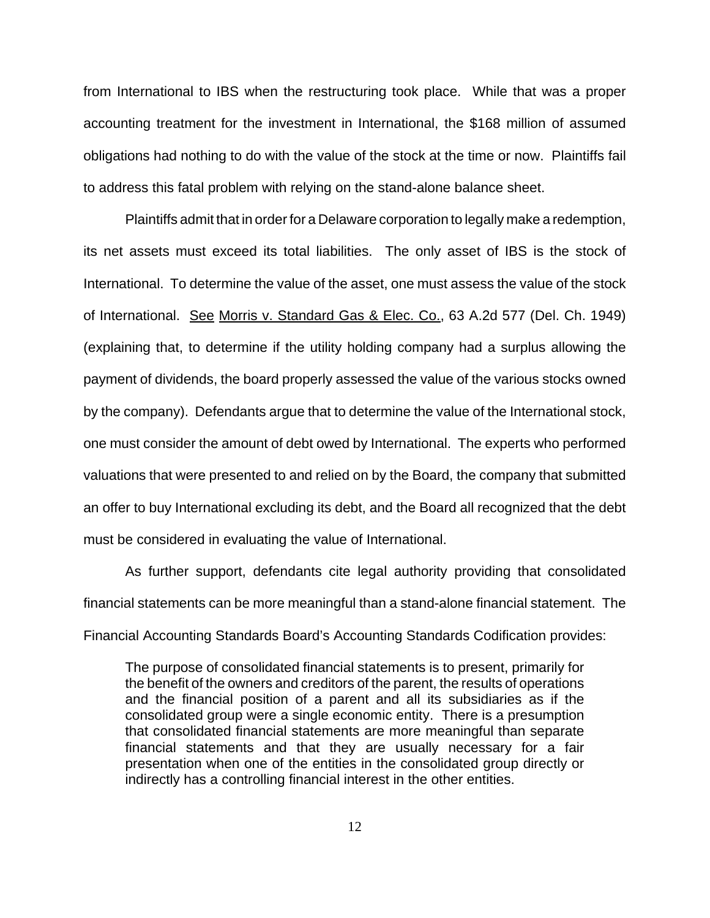from International to IBS when the restructuring took place. While that was a proper accounting treatment for the investment in International, the $168 million of assumed obligations had nothing to do with the value of the stock at the time or now. Plaintiffs fail to address this fatal problem with relying on the stand-alone balance sheet.

Plaintiffs admit that in order for a Delaware corporation to legally make a redemption, its net assets must exceed its total liabilities. The only asset of IBS is the stock of International. To determine the value of the asset, one must assess the value of the stock of International. See Morris v. Standard Gas & Elec. Co., 63 A.2d 577 (Del. Ch. 1949) (explaining that, to determine if the utility holding company had a surplus allowing the payment of dividends, the board properly assessed the value of the various stocks owned by the company). Defendants argue that to determine the value of the International stock, one must consider the amount of debt owed by International. The experts who performed valuations that were presented to and relied on by the Board, the company that submitted an offer to buy International excluding its debt, and the Board all recognized that the debt must be considered in evaluating the value of International.

As further support, defendants cite legal authority providing that consolidated financial statements can be more meaningful than a stand-alone financial statement. The Financial Accounting Standards Board's Accounting Standards Codification provides:

> The purpose of consolidated financial statements is to present, primarily for the benefit of the owners and creditors of the parent, the results of operations and the financial position of a parent and all its subsidiaries as if the consolidated group were a single economic entity. There is a presumption that consolidated financial statements are more meaningful than separate financial statements and that they are usually necessary for a fair presentation when one of the entities in the consolidated group directly or indirectly has a controlling financial interest in the other entities.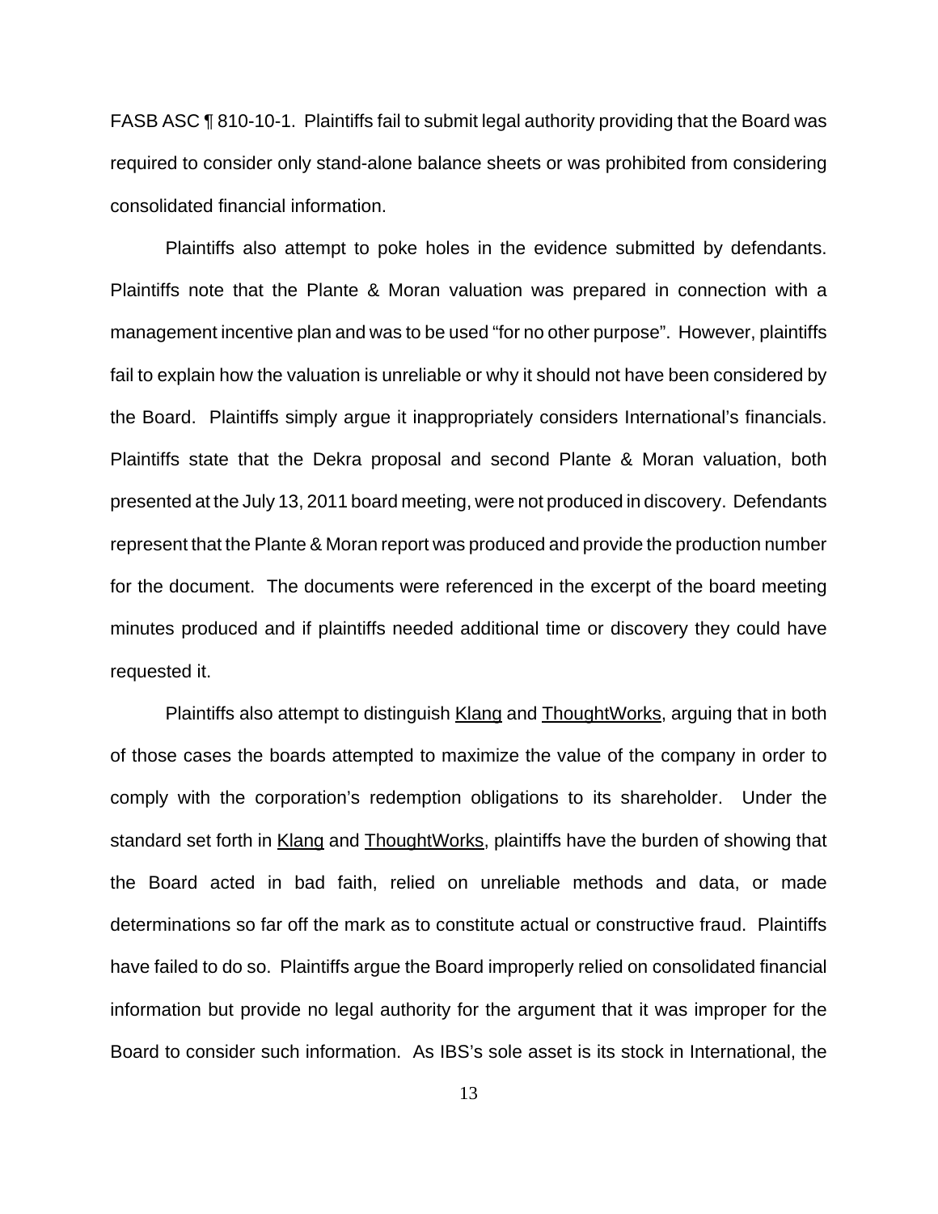FASB ASC ¶ 810-10-1. Plaintiffs fail to submit legal authority providing that the Board was required to consider only stand-alone balance sheets or was prohibited from considering consolidated financial information.

Plaintiffs also attempt to poke holes in the evidence submitted by defendants. Plaintiffs note that the Plante & Moran valuation was prepared in connection with a management incentive plan and was to be used "for no other purpose". However, plaintiffs fail to explain how the valuation is unreliable or why it should not have been considered by the Board. Plaintiffs simply argue it inappropriately considers International's financials. Plaintiffs state that the Dekra proposal and second Plante & Moran valuation, both presented at the July 13, 2011 board meeting, were not produced in discovery. Defendants represent that the Plante & Moran report was produced and provide the production number for the document. The documents were referenced in the excerpt of the board meeting minutes produced and if plaintiffs needed additional time or discovery they could have requested it.

Plaintiffs also attempt to distinguish Klang and ThoughtWorks, arguing that in both of those cases the boards attempted to maximize the value of the company in order to comply with the corporation's redemption obligations to its shareholder. Under the standard set forth in Klang and ThoughtWorks, plaintiffs have the burden of showing that the Board acted in bad faith, relied on unreliable methods and data, or made determinations so far off the mark as to constitute actual or constructive fraud. Plaintiffs have failed to do so. Plaintiffs argue the Board improperly relied on consolidated financial information but provide no legal authority for the argument that it was improper for the Board to consider such information. As IBS's sole asset is its stock in International, the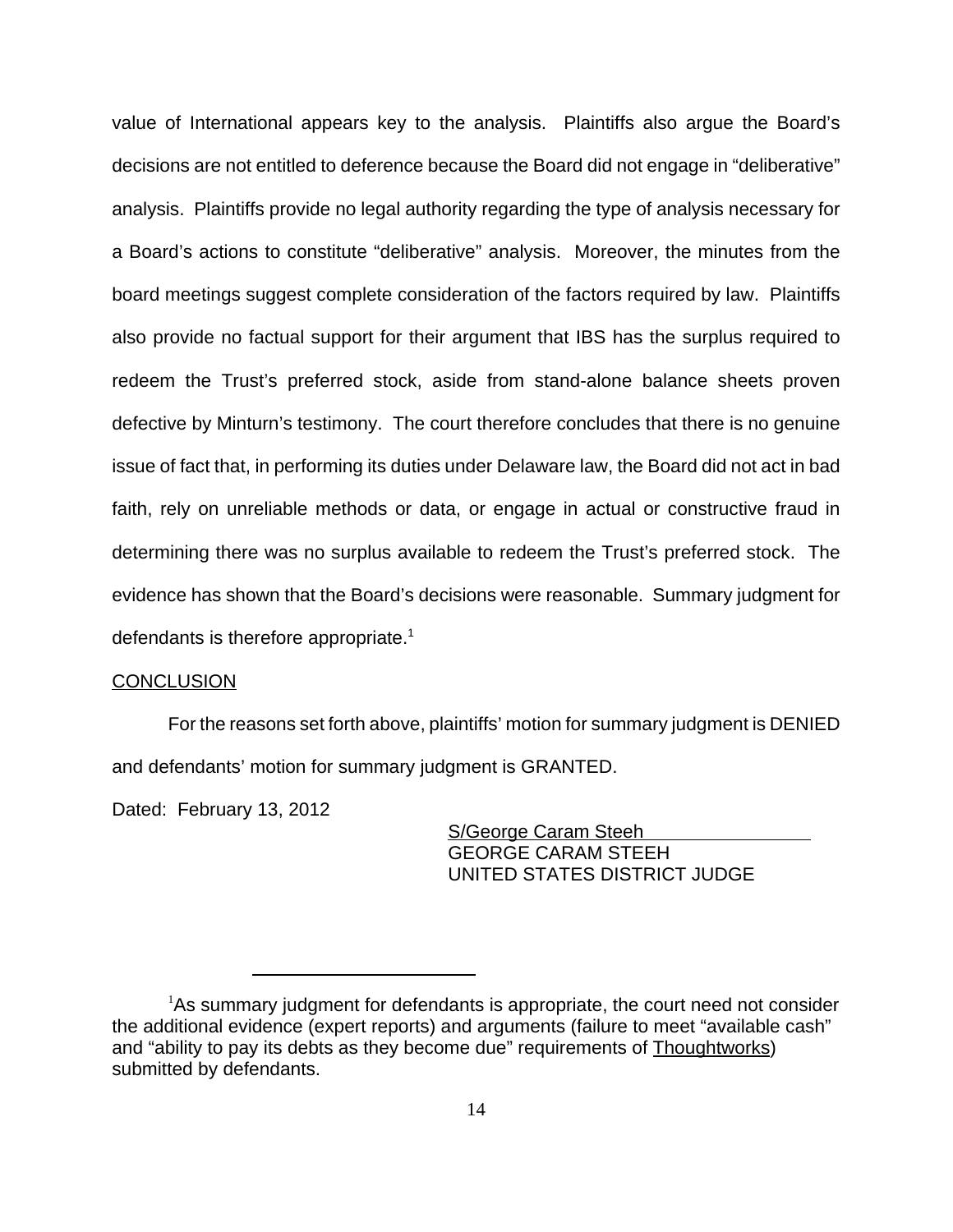value of International appears key to the analysis. Plaintiffs also argue the Board's decisions are not entitled to deference because the Board did not engage in "deliberative" analysis. Plaintiffs provide no legal authority regarding the type of analysis necessary for a Board's actions to constitute "deliberative" analysis. Moreover, the minutes from the board meetings suggest complete consideration of the factors required by law. Plaintiffs also provide no factual support for their argument that IBS has the surplus required to redeem the Trust's preferred stock, aside from stand-alone balance sheets proven defective by Minturn's testimony. The court therefore concludes that there is no genuine issue of fact that, in performing its duties under Delaware law, the Board did not act in bad faith, rely on unreliable methods or data, or engage in actual or constructive fraud in determining there was no surplus available to redeem the Trust's preferred stock. The evidence has shown that the Board's decisions were reasonable. Summary judgment for defendants is therefore appropriate.[1]

## CONCLUSION

For the reasons set forth above, plaintiffs' motion for summary judgment is DENIED and defendants' motion for summary judgment is GRANTED.

Dated: February 13, 2012

S/George Caram Steeh
GEORGE CARAM STEEH
UNITED STATES DISTRICT JUDGE

---

[1]As summary judgment for defendants is appropriate, the court need not consider the additional evidence (expert reports) and arguments (failure to meet "available cash" and "ability to pay its debts as they become due" requirements of Thoughtworks) submitted by defendants.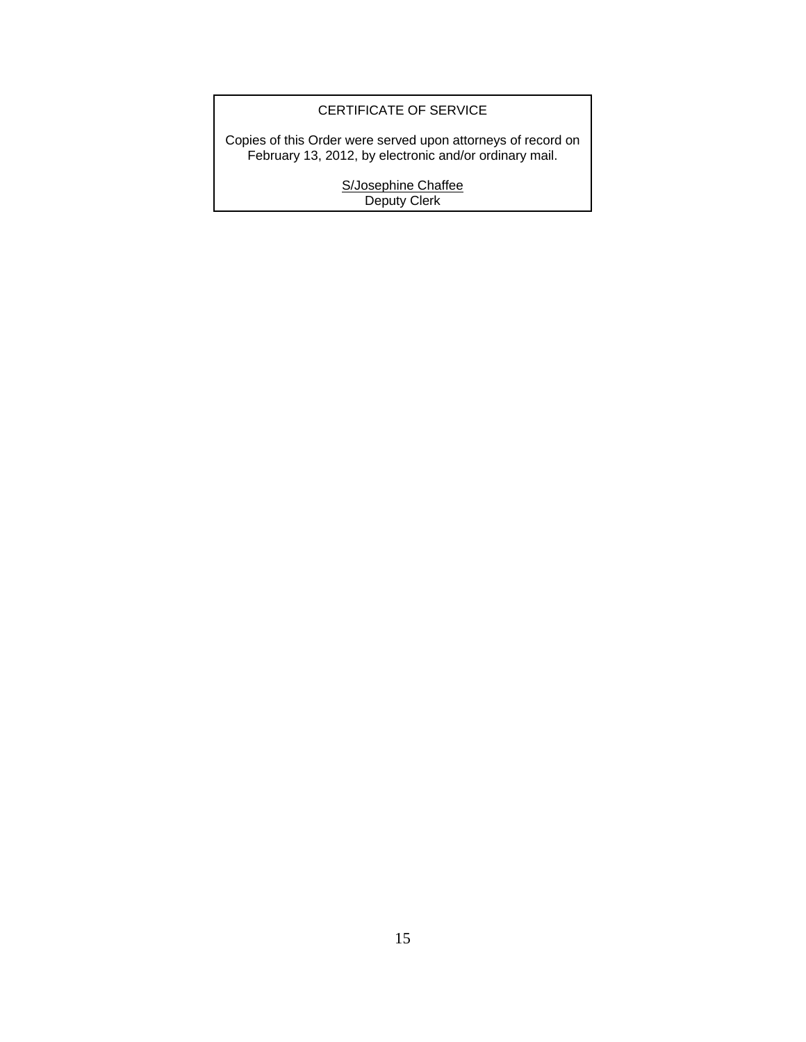CERTIFICATE OF SERVICE

Copies of this Order were served upon attorneys of record on February 13, 2012, by electronic and/or ordinary mail.

S/Josephine Chaffee
Deputy Clerk